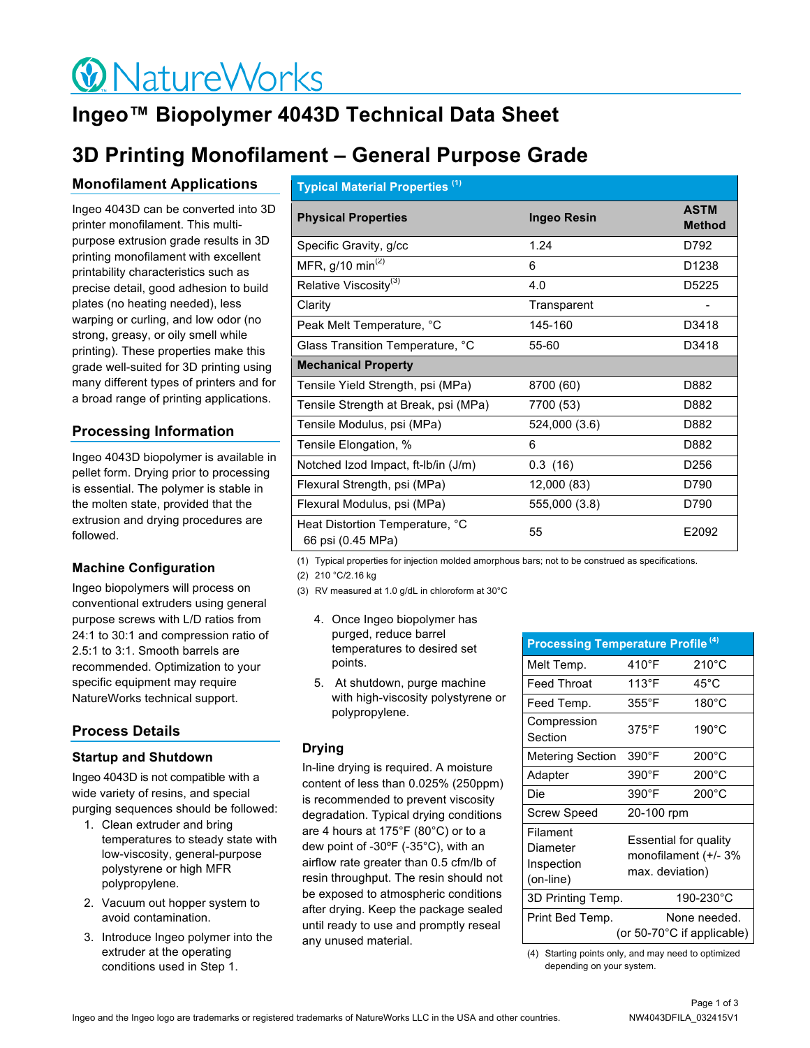# NatureWorks

# Ingeo™ Biopolymer 4043D Technical Data Sheet

# 3D Printing Monofilament – General Purpose Grade

## Monofilament Applications

Ingeo 4043D can be converted into 3D printer monofilament. This multi-purpose extrusion grade results in 3D printing monofilament with excellent printability characteristics such as precise detail, good adhesion to build plates (no heating needed), less warping or curling, and low odor (no strong, greasy, or oily smell while printing). These properties make this grade well-suited for 3D printing using many different types of printers and for a broad range of printing applications.

**Typical Material Properties [1]**

| Physical Properties | Ingeo Resin | ASTM Method |
|---|---|---|
| Specific Gravity, g/cc | 1.24 | D792 |
| MFR, g/10 min[2] | 6 | D1238 |
| Relative Viscosity[3] | 4.0 | D5225 |
| Clarity | Transparent | - |
| Peak Melt Temperature, °C | 145-160 | D3418 |
| Glass Transition Temperature, °C | 55-60 | D3418 |
| **Mechanical Property** | | |
| Tensile Yield Strength, psi (MPa) | 8700 (60) | D882 |
| Tensile Strength at Break, psi (MPa) | 7700 (53) | D882 |
| Tensile Modulus, psi (MPa) | 524,000 (3.6) | D882 |
| Tensile Elongation, % | 6 | D882 |
| Notched Izod Impact, ft-lb/in (J/m) | 0.3 (16) | D256 |
| Flexural Strength, psi (MPa) | 12,000 (83) | D790 |
| Flexural Modulus, psi (MPa) | 555,000 (3.8) | D790 |
| Heat Distortion Temperature, °C 66 psi (0.45 MPa) | 55 | E2092 |

(1) Typical properties for injection molded amorphous bars; not to be construed as specifications.
(2) 210 °C/2.16 kg
(3) RV measured at 1.0 g/dL in chloroform at 30°C

## Processing Information

Ingeo 4043D biopolymer is available in pellet form. Drying prior to processing is essential. The polymer is stable in the molten state, provided that the extrusion and drying procedures are followed.

### Machine Configuration

Ingeo biopolymers will process on conventional extruders using general purpose screws with L/D ratios from 24:1 to 30:1 and compression ratio of 2.5:1 to 3:1. Smooth barrels are recommended. Optimization to your specific equipment may require NatureWorks technical support.

## Process Details

### Startup and Shutdown

Ingeo 4043D is not compatible with a wide variety of resins, and special purging sequences should be followed:

1. Clean extruder and bring temperatures to steady state with low-viscosity, general-purpose polystyrene or high MFR polypropylene.
2. Vacuum out hopper system to avoid contamination.
3. Introduce Ingeo polymer into the extruder at the operating conditions used in Step 1.
4. Once Ingeo biopolymer has purged, reduce barrel temperatures to desired set points.
5. At shutdown, purge machine with high-viscosity polystyrene or polypropylene.

### Drying

In-line drying is required. A moisture content of less than 0.025% (250ppm) is recommended to prevent viscosity degradation. Typical drying conditions are 4 hours at 175°F (80°C) or to a dew point of -30ºF (-35°C), with an airflow rate greater than 0.5 cfm/lb of resin throughput. The resin should not be exposed to atmospheric conditions after drying. Keep the package sealed until ready to use and promptly reseal any unused material.

**Processing Temperature Profile [4]**

| | | |
|---|---|---|
| Melt Temp. | 410°F | 210°C |
| Feed Throat | 113°F | 45°C |
| Feed Temp. | 355°F | 180°C |
| Compression Section | 375°F | 190°C |
| Metering Section | 390°F | 200°C |
| Adapter | 390°F | 200°C |
| Die | 390°F | 200°C |
| Screw Speed | 20-100 rpm | |
| Filament Diameter Inspection (on-line) | Essential for quality monofilament (+/- 3% max. deviation) | |
| 3D Printing Temp. | 190-230°C | |
| Print Bed Temp. | None needed. (or 50-70°C if applicable) | |

(4) Starting points only, and may need to optimized depending on your system.

Ingeo and the Ingeo logo are trademarks or registered trademarks of NatureWorks LLC in the USA and other countries.

NW4043DFILA_032415V1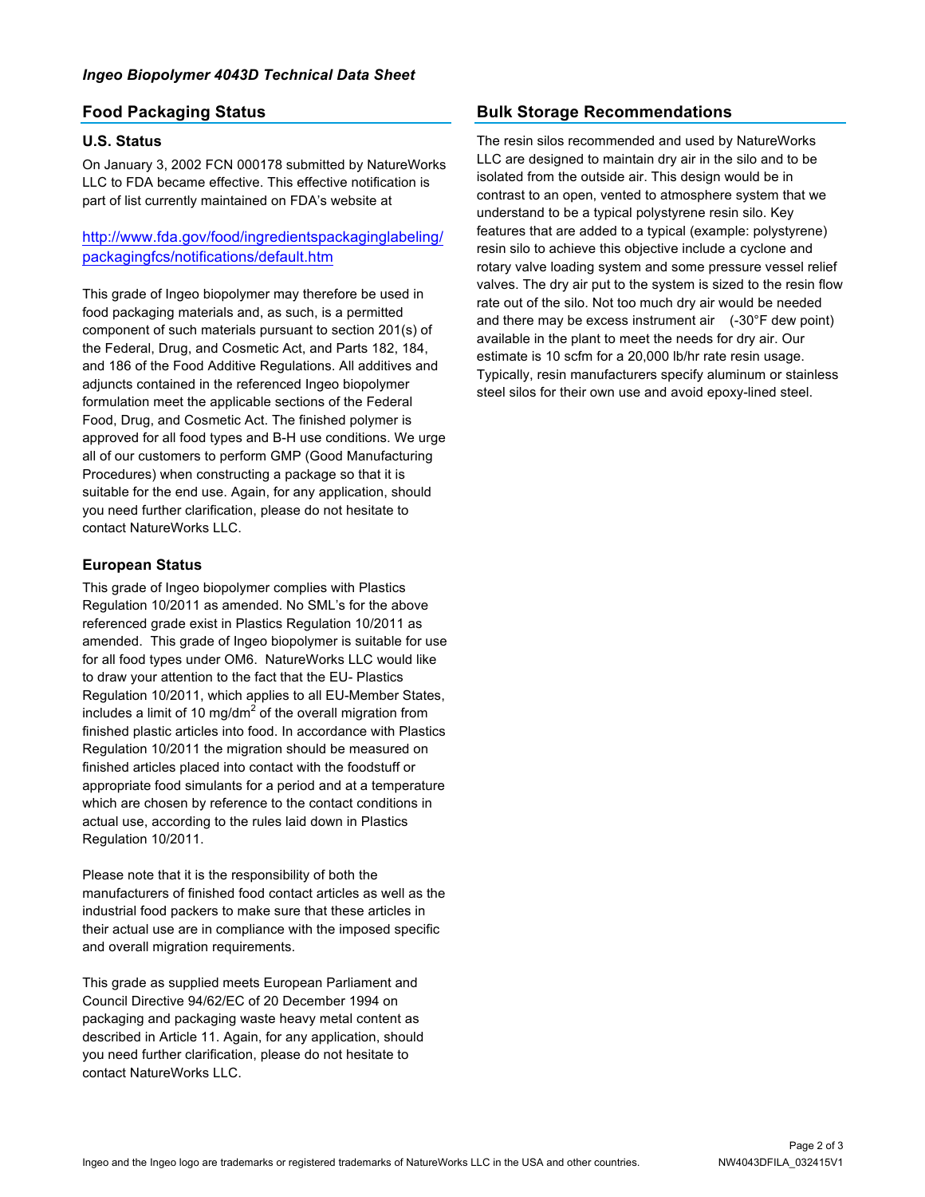## Food Packaging Status

### U.S. Status

On January 3, 2002 FCN 000178 submitted by NatureWorks LLC to FDA became effective. This effective notification is part of list currently maintained on FDA's website at

http://www.fda.gov/food/ingredientspackaginglabeling/packagingfcs/notifications/default.htm

This grade of Ingeo biopolymer may therefore be used in food packaging materials and, as such, is a permitted component of such materials pursuant to section 201(s) of the Federal, Drug, and Cosmetic Act, and Parts 182, 184, and 186 of the Food Additive Regulations. All additives and adjuncts contained in the referenced Ingeo biopolymer formulation meet the applicable sections of the Federal Food, Drug, and Cosmetic Act. The finished polymer is approved for all food types and B-H use conditions. We urge all of our customers to perform GMP (Good Manufacturing Procedures) when constructing a package so that it is suitable for the end use. Again, for any application, should you need further clarification, please do not hesitate to contact NatureWorks LLC.

### European Status

This grade of Ingeo biopolymer complies with Plastics Regulation 10/2011 as amended. No SML's for the above referenced grade exist in Plastics Regulation 10/2011 as amended. This grade of Ingeo biopolymer is suitable for use for all food types under OM6. NatureWorks LLC would like to draw your attention to the fact that the EU- Plastics Regulation 10/2011, which applies to all EU-Member States, includes a limit of 10 mg/dm$^2$ of the overall migration from finished plastic articles into food. In accordance with Plastics Regulation 10/2011 the migration should be measured on finished articles placed into contact with the foodstuff or appropriate food simulants for a period and at a temperature which are chosen by reference to the contact conditions in actual use, according to the rules laid down in Plastics Regulation 10/2011.

Please note that it is the responsibility of both the manufacturers of finished food contact articles as well as the industrial food packers to make sure that these articles in their actual use are in compliance with the imposed specific and overall migration requirements.

This grade as supplied meets European Parliament and Council Directive 94/62/EC of 20 December 1994 on packaging and packaging waste heavy metal content as described in Article 11. Again, for any application, should you need further clarification, please do not hesitate to contact NatureWorks LLC.

## Bulk Storage Recommendations

The resin silos recommended and used by NatureWorks LLC are designed to maintain dry air in the silo and to be isolated from the outside air. This design would be in contrast to an open, vented to atmosphere system that we understand to be a typical polystyrene resin silo. Key features that are added to a typical (example: polystyrene) resin silo to achieve this objective include a cyclone and rotary valve loading system and some pressure vessel relief valves. The dry air put to the system is sized to the resin flow rate out of the silo. Not too much dry air would be needed and there may be excess instrument air (-30°F dew point) available in the plant to meet the needs for dry air. Our estimate is 10 scfm for a 20,000 lb/hr rate resin usage. Typically, resin manufacturers specify aluminum or stainless steel silos for their own use and avoid epoxy-lined steel.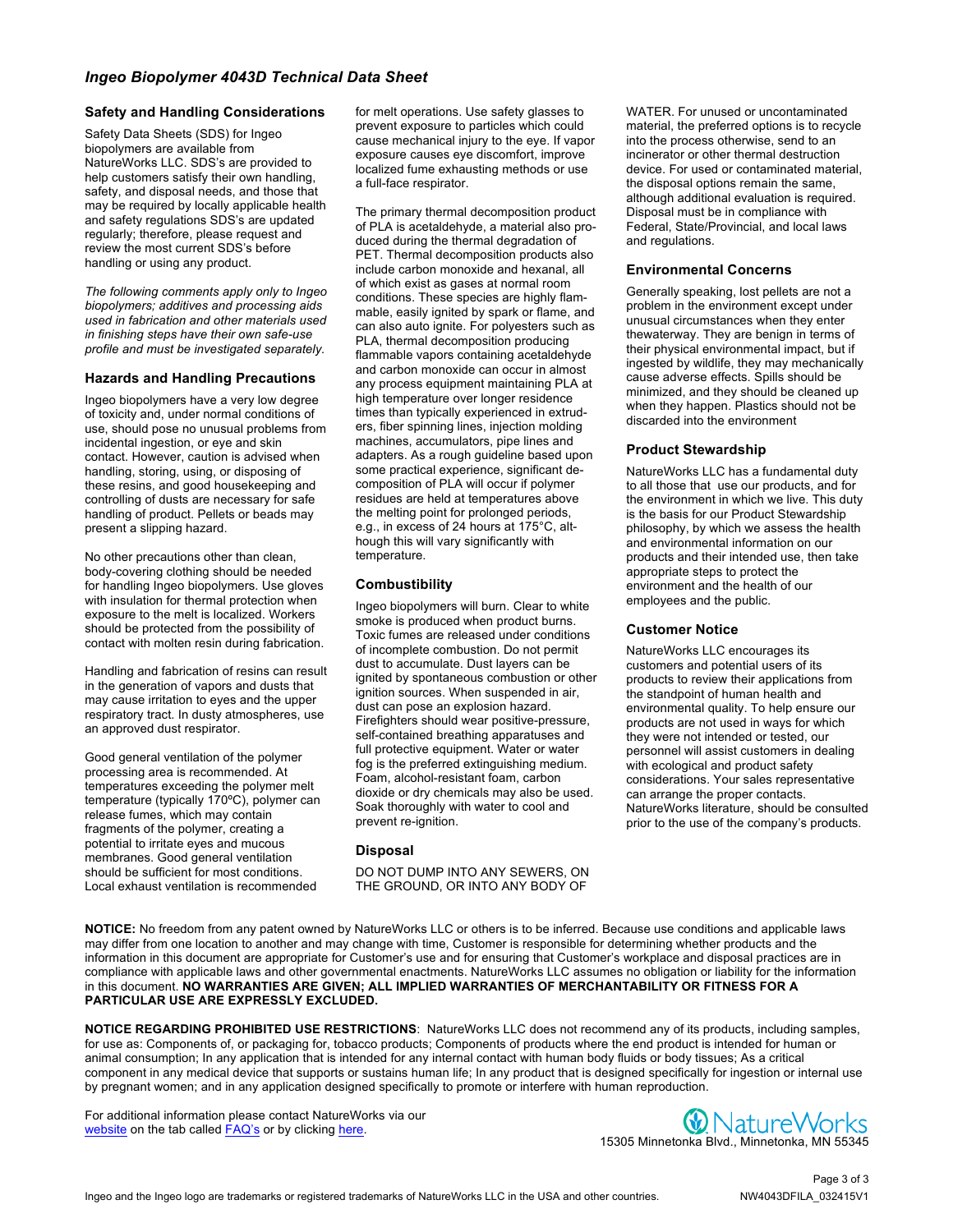# Ingeo Biopolymer 4043D Technical Data Sheet

## Safety and Handling Considerations

Safety Data Sheets (SDS) for Ingeo biopolymers are available from NatureWorks LLC. SDS's are provided to help customers satisfy their own handling, safety, and disposal needs, and those that may be required by locally applicable health and safety regulations SDS's are updated regularly; therefore, please request and review the most current SDS's before handling or using any product.

*The following comments apply only to Ingeo biopolymers; additives and processing aids used in fabrication and other materials used in finishing steps have their own safe-use profile and must be investigated separately.*

## Hazards and Handling Precautions

Ingeo biopolymers have a very low degree of toxicity and, under normal conditions of use, should pose no unusual problems from incidental ingestion, or eye and skin contact. However, caution is advised when handling, storing, using, or disposing of these resins, and good housekeeping and controlling of dusts are necessary for safe handling of product. Pellets or beads may present a slipping hazard.

No other precautions other than clean, body-covering clothing should be needed for handling Ingeo biopolymers. Use gloves with insulation for thermal protection when exposure to the melt is localized. Workers should be protected from the possibility of contact with molten resin during fabrication.

Handling and fabrication of resins can result in the generation of vapors and dusts that may cause irritation to eyes and the upper respiratory tract. In dusty atmospheres, use an approved dust respirator.

Good general ventilation of the polymer processing area is recommended. At temperatures exceeding the polymer melt temperature (typically 170ºC), polymer can release fumes, which may contain fragments of the polymer, creating a potential to irritate eyes and mucous membranes. Good general ventilation should be sufficient for most conditions. Local exhaust ventilation is recommended for melt operations. Use safety glasses to prevent exposure to particles which could cause mechanical injury to the eye. If vapor exposure causes eye discomfort, improve localized fume exhausting methods or use a full-face respirator.

The primary thermal decomposition product of PLA is acetaldehyde, a material also produced during the thermal degradation of PET. Thermal decomposition products also include carbon monoxide and hexanal, all of which exist as gases at normal room conditions. These species are highly flammable, easily ignited by spark or flame, and can also auto ignite. For polyesters such as PLA, thermal decomposition producing flammable vapors containing acetaldehyde and carbon monoxide can occur in almost any process equipment maintaining PLA at high temperature over longer residence times than typically experienced in extruders, fiber spinning lines, injection molding machines, accumulators, pipe lines and adapters. As a rough guideline based upon some practical experience, significant decomposition of PLA will occur if polymer residues are held at temperatures above the melting point for prolonged periods, e.g., in excess of 24 hours at 175°C, although this will vary significantly with temperature.

## Combustibility

Ingeo biopolymers will burn. Clear to white smoke is produced when product burns. Toxic fumes are released under conditions of incomplete combustion. Do not permit dust to accumulate. Dust layers can be ignited by spontaneous combustion or other ignition sources. When suspended in air, dust can pose an explosion hazard. Firefighters should wear positive-pressure, self-contained breathing apparatuses and full protective equipment. Water or water fog is the preferred extinguishing medium. Foam, alcohol-resistant foam, carbon dioxide or dry chemicals may also be used. Soak thoroughly with water to cool and prevent re-ignition.

## Disposal

DO NOT DUMP INTO ANY SEWERS, ON THE GROUND, OR INTO ANY BODY OF WATER. For unused or uncontaminated material, the preferred options is to recycle into the process otherwise, send to an incinerator or other thermal destruction device. For used or contaminated material, the disposal options remain the same, although additional evaluation is required. Disposal must be in compliance with Federal, State/Provincial, and local laws and regulations.

## Environmental Concerns

Generally speaking, lost pellets are not a problem in the environment except under unusual circumstances when they enter thewaterway. They are benign in terms of their physical environmental impact, but if ingested by wildlife, they may mechanically cause adverse effects. Spills should be minimized, and they should be cleaned up when they happen. Plastics should not be discarded into the environment

## Product Stewardship

NatureWorks LLC has a fundamental duty to all those that use our products, and for the environment in which we live. This duty is the basis for our Product Stewardship philosophy, by which we assess the health and environmental information on our products and their intended use, then take appropriate steps to protect the environment and the health of our employees and the public.

## Customer Notice

NatureWorks LLC encourages its customers and potential users of its products to review their applications from the standpoint of human health and environmental quality. To help ensure our products are not used in ways for which they were not intended or tested, our personnel will assist customers in dealing with ecological and product safety considerations. Your sales representative can arrange the proper contacts. NatureWorks literature, should be consulted prior to the use of the company's products.

**NOTICE:** No freedom from any patent owned by NatureWorks LLC or others is to be inferred. Because use conditions and applicable laws may differ from one location to another and may change with time, Customer is responsible for determining whether products and the information in this document are appropriate for Customer's use and for ensuring that Customer's workplace and disposal practices are in compliance with applicable laws and other governmental enactments. NatureWorks LLC assumes no obligation or liability for the information in this document. **NO WARRANTIES ARE GIVEN; ALL IMPLIED WARRANTIES OF MERCHANTABILITY OR FITNESS FOR A PARTICULAR USE ARE EXPRESSLY EXCLUDED.**

**NOTICE REGARDING PROHIBITED USE RESTRICTIONS**: NatureWorks LLC does not recommend any of its products, including samples, for use as: Components of, or packaging for, tobacco products; Components of products where the end product is intended for human or animal consumption; In any application that is intended for any internal contact with human body fluids or body tissues; As a critical component in any medical device that supports or sustains human life; In any product that is designed specifically for ingestion or internal use by pregnant women; and in any application designed specifically to promote or interfere with human reproduction.

For additional information please contact NatureWorks via our website on the tab called FAQ's or by clicking here.

NatureWorks
15305 Minnetonka Blvd., Minnetonka, MN 55345

Ingeo and the Ingeo logo are trademarks or registered trademarks of NatureWorks LLC in the USA and other countries.

NW4043DFILA_032415V1